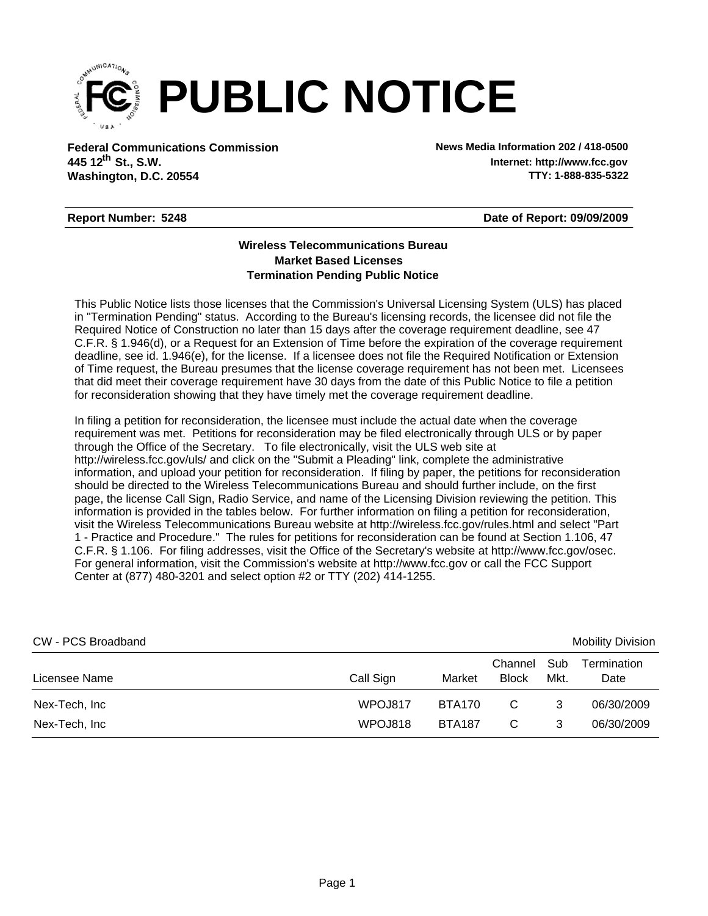# PUBLIC NOTICE

**Federal Communications Commission**
**445 12th St., S.W.**
**Washington, D.C. 20554**

**News Media Information 202 / 418-0500**
**Internet: http://www.fcc.gov**
**TTY: 1-888-835-5322**

**Report Number: 5248** | **Date of Report: 09/09/2009**

### Wireless Telecommunications Bureau
### Market Based Licenses
### Termination Pending Public Notice

This Public Notice lists those licenses that the Commission's Universal Licensing System (ULS) has placed in "Termination Pending" status. According to the Bureau's licensing records, the licensee did not file the Required Notice of Construction no later than 15 days after the coverage requirement deadline, see 47 C.F.R. § 1.946(d), or a Request for an Extension of Time before the expiration of the coverage requirement deadline, see id. 1.946(e), for the license. If a licensee does not file the Required Notification or Extension of Time request, the Bureau presumes that the license coverage requirement has not been met. Licensees that did meet their coverage requirement have 30 days from the date of this Public Notice to file a petition for reconsideration showing that they have timely met the coverage requirement deadline.

In filing a petition for reconsideration, the licensee must include the actual date when the coverage requirement was met. Petitions for reconsideration may be filed electronically through ULS or by paper through the Office of the Secretary. To file electronically, visit the ULS web site at http://wireless.fcc.gov/uls/ and click on the "Submit a Pleading" link, complete the administrative information, and upload your petition for reconsideration. If filing by paper, the petitions for reconsideration should be directed to the Wireless Telecommunications Bureau and should further include, on the first page, the license Call Sign, Radio Service, and name of the Licensing Division reviewing the petition. This information is provided in the tables below. For further information on filing a petition for reconsideration, visit the Wireless Telecommunications Bureau website at http://wireless.fcc.gov/rules.html and select "Part 1 - Practice and Procedure." The rules for petitions for reconsideration can be found at Section 1.106, 47 C.F.R. § 1.106. For filing addresses, visit the Office of the Secretary's website at http://www.fcc.gov/osec. For general information, visit the Commission's website at http://www.fcc.gov or call the FCC Support Center at (877) 480-3201 and select option #2 or TTY (202) 414-1255.

CW - PCS Broadband — Mobility Division

| Licensee Name | Call Sign | Market | Channel Block | Sub Mkt. | Termination Date |
|---|---|---|---|---|---|
| Nex-Tech, Inc | WPOJ817 | BTA170 | C | 3 | 06/30/2009 |
| Nex-Tech, Inc | WPOJ818 | BTA187 | C | 3 | 06/30/2009 |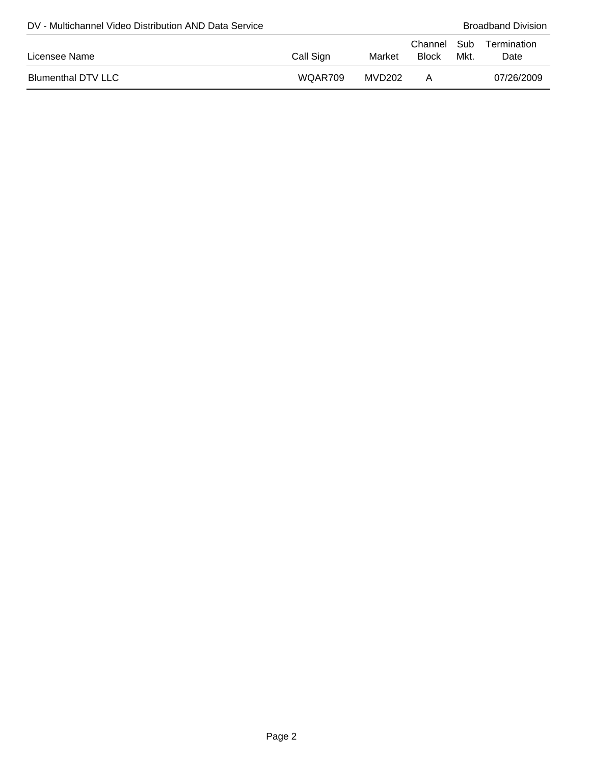| Licensee Name | Call Sign | Market | Channel Block | Sub Mkt. | Termination Date |
|---|---|---|---|---|---|
| Blumenthal DTV LLC | WQAR709 | MVD202 | A | | 07/26/2009 |